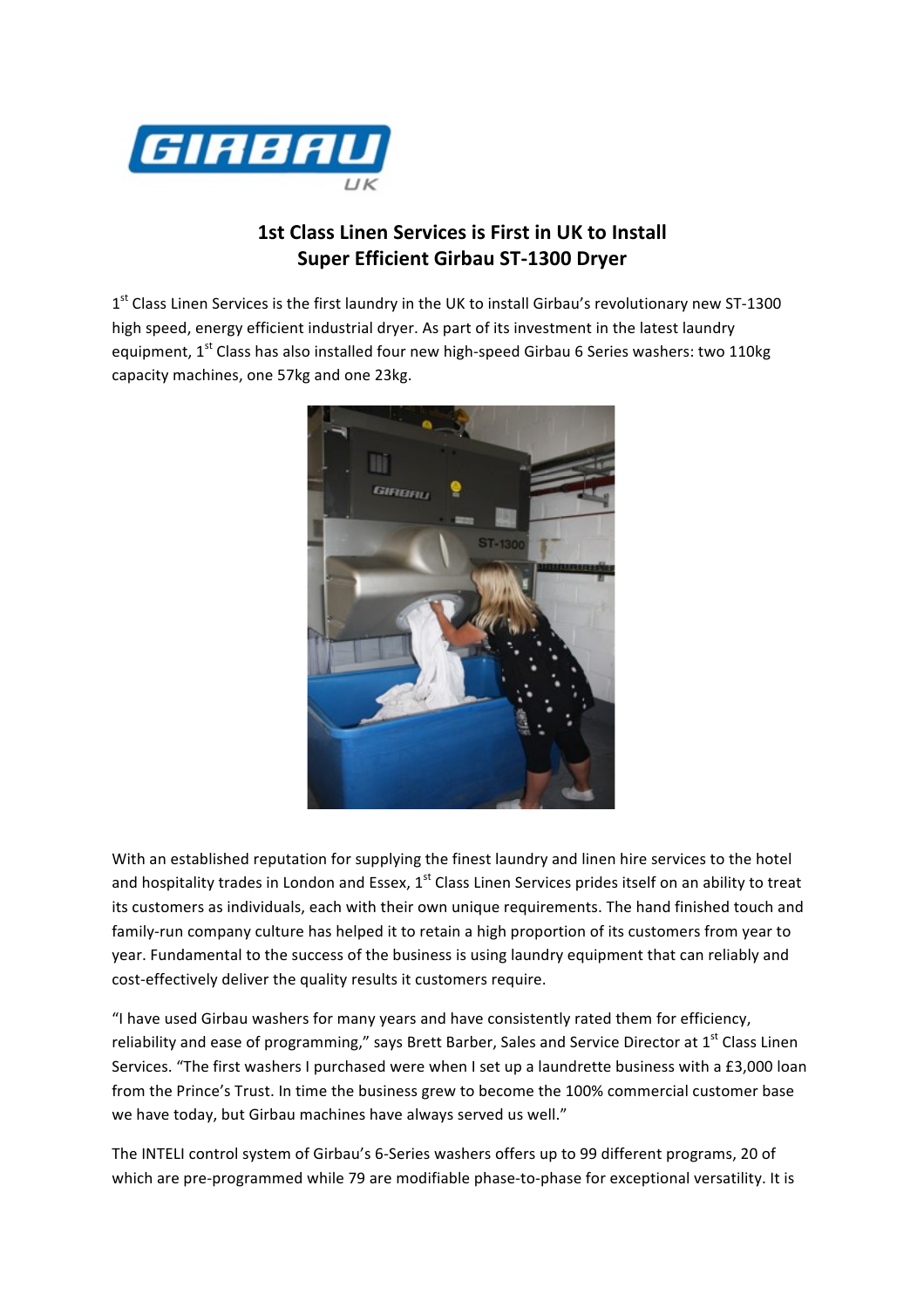# 1st Class Linen Services is First in UK to Install Super Efficient Girbau ST-1300 Dryer

1st Class Linen Services is the first laundry in the UK to install Girbau's revolutionary new ST-1300 high speed, energy efficient industrial dryer. As part of its investment in the latest laundry equipment, 1st Class has also installed four new high-speed Girbau 6 Series washers: two 110kg capacity machines, one 57kg and one 23kg.

With an established reputation for supplying the finest laundry and linen hire services to the hotel and hospitality trades in London and Essex, 1st Class Linen Services prides itself on an ability to treat its customers as individuals, each with their own unique requirements. The hand finished touch and family-run company culture has helped it to retain a high proportion of its customers from year to year. Fundamental to the success of the business is using laundry equipment that can reliably and cost-effectively deliver the quality results it customers require.

"I have used Girbau washers for many years and have consistently rated them for efficiency, reliability and ease of programming," says Brett Barber, Sales and Service Director at 1st Class Linen Services. "The first washers I purchased were when I set up a laundrette business with a £3,000 loan from the Prince's Trust. In time the business grew to become the 100% commercial customer base we have today, but Girbau machines have always served us well."

The INTELI control system of Girbau's 6-Series washers offers up to 99 different programs, 20 of which are pre-programmed while 79 are modifiable phase-to-phase for exceptional versatility. It is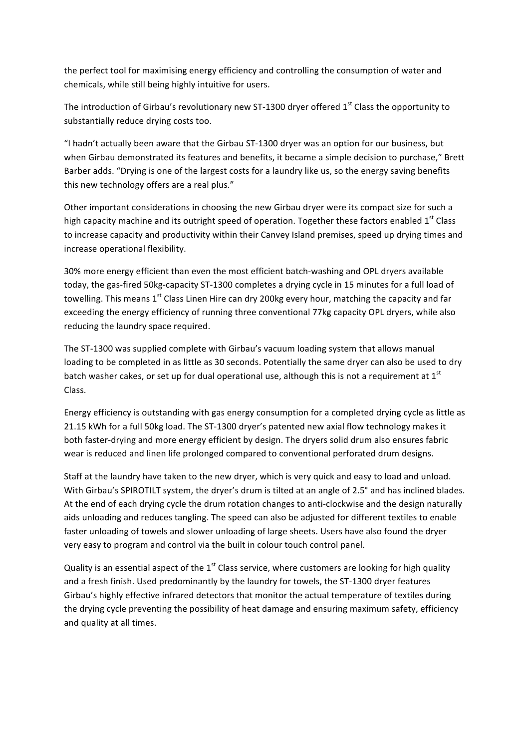the perfect tool for maximising energy efficiency and controlling the consumption of water and chemicals, while still being highly intuitive for users.

The introduction of Girbau's revolutionary new ST-1300 dryer offered 1st Class the opportunity to substantially reduce drying costs too.

"I hadn't actually been aware that the Girbau ST-1300 dryer was an option for our business, but when Girbau demonstrated its features and benefits, it became a simple decision to purchase," Brett Barber adds. "Drying is one of the largest costs for a laundry like us, so the energy saving benefits this new technology offers are a real plus."

Other important considerations in choosing the new Girbau dryer were its compact size for such a high capacity machine and its outright speed of operation. Together these factors enabled 1st Class to increase capacity and productivity within their Canvey Island premises, speed up drying times and increase operational flexibility.

30% more energy efficient than even the most efficient batch-washing and OPL dryers available today, the gas-fired 50kg-capacity ST-1300 completes a drying cycle in 15 minutes for a full load of towelling. This means 1st Class Linen Hire can dry 200kg every hour, matching the capacity and far exceeding the energy efficiency of running three conventional 77kg capacity OPL dryers, while also reducing the laundry space required.

The ST-1300 was supplied complete with Girbau's vacuum loading system that allows manual loading to be completed in as little as 30 seconds. Potentially the same dryer can also be used to dry batch washer cakes, or set up for dual operational use, although this is not a requirement at 1st Class.

Energy efficiency is outstanding with gas energy consumption for a completed drying cycle as little as 21.15 kWh for a full 50kg load. The ST-1300 dryer's patented new axial flow technology makes it both faster-drying and more energy efficient by design. The dryers solid drum also ensures fabric wear is reduced and linen life prolonged compared to conventional perforated drum designs.

Staff at the laundry have taken to the new dryer, which is very quick and easy to load and unload. With Girbau's SPIROTILT system, the dryer's drum is tilted at an angle of 2.5° and has inclined blades. At the end of each drying cycle the drum rotation changes to anti-clockwise and the design naturally aids unloading and reduces tangling. The speed can also be adjusted for different textiles to enable faster unloading of towels and slower unloading of large sheets. Users have also found the dryer very easy to program and control via the built in colour touch control panel.

Quality is an essential aspect of the 1st Class service, where customers are looking for high quality and a fresh finish. Used predominantly by the laundry for towels, the ST-1300 dryer features Girbau's highly effective infrared detectors that monitor the actual temperature of textiles during the drying cycle preventing the possibility of heat damage and ensuring maximum safety, efficiency and quality at all times.